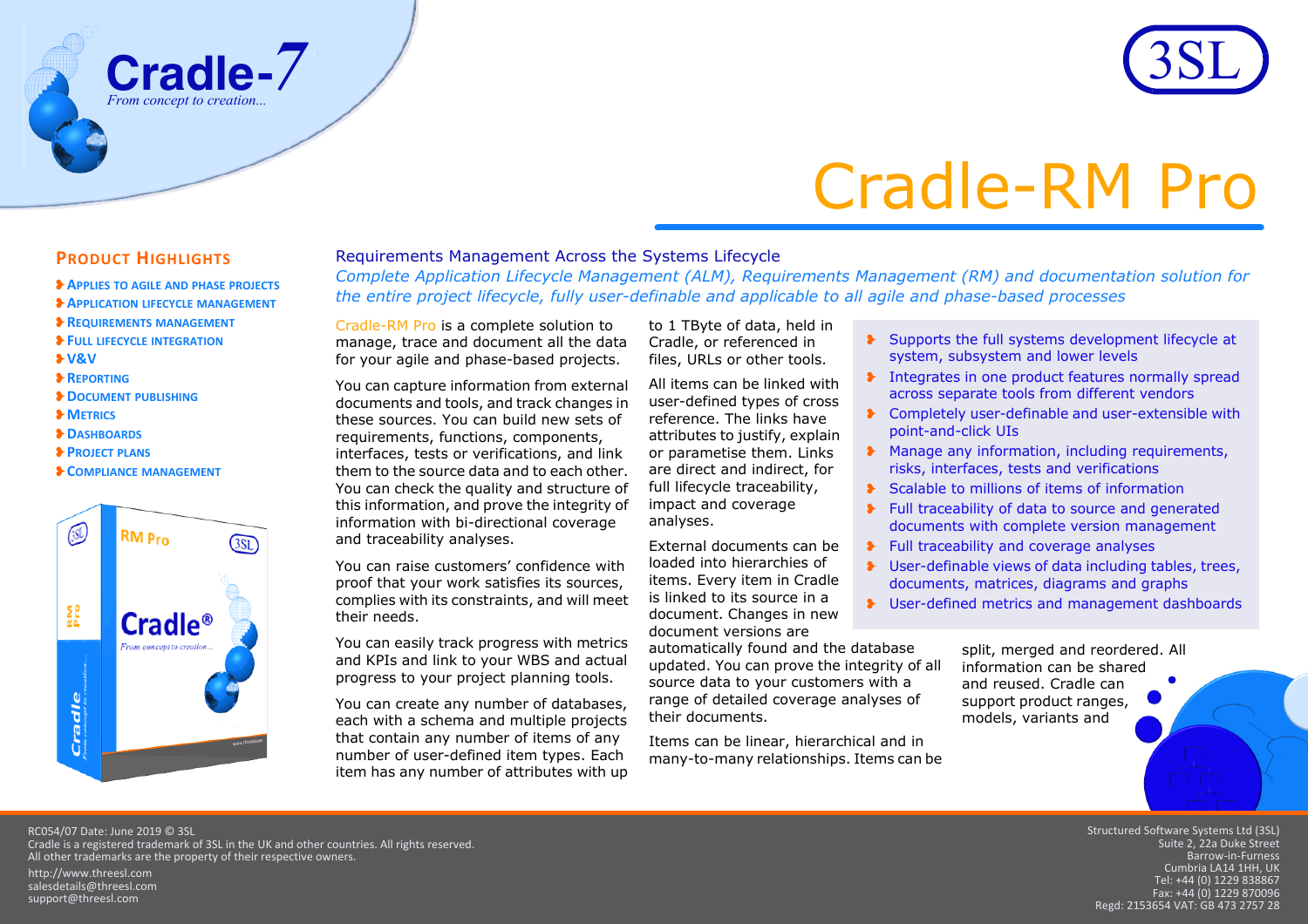# Cradle-RM Pro

## Product Highlights

- Applies to Agile and Phase Projects
- Application Lifecycle Management
- Requirements Management
- Full Lifecycle Integration
- V&V
- Reporting
- Document Publishing
- Metrics
- Dashboards
- Project Plans
- Compliance Management

## Requirements Management Across the Systems Lifecycle

*Complete Application Lifecycle Management (ALM), Requirements Management (RM) and documentation solution for the entire project lifecycle, fully user-definable and applicable to all agile and phase-based processes*

Cradle-RM Pro is a complete solution to manage, trace and document all the data for your agile and phase-based projects.

You can capture information from external documents and tools, and track changes in these sources. You can build new sets of requirements, functions, components, interfaces, tests or verifications, and link them to the source data and to each other. You can check the quality and structure of this information, and prove the integrity of information with bi-directional coverage and traceability analyses.

You can raise customers' confidence with proof that your work satisfies its sources, complies with its constraints, and will meet their needs.

You can easily track progress with metrics and KPIs and link to your WBS and actual progress to your project planning tools.

You can create any number of databases, each with a schema and multiple projects that contain any number of items of any number of user-defined item types. Each item has any number of attributes with up to 1 TByte of data, held in Cradle, or referenced in files, URLs or other tools.

All items can be linked with user-defined types of cross reference. The links have attributes to justify, explain or parametise them. Links are direct and indirect, for full lifecycle traceability, impact and coverage analyses.

External documents can be loaded into hierarchies of items. Every item in Cradle is linked to its source in a document. Changes in new document versions are automatically found and the database updated. You can prove the integrity of all source data to your customers with a range of detailed coverage analyses of their documents.

Items can be linear, hierarchical and in many-to-many relationships. Items can be split, merged and reordered. All information can be shared and reused. Cradle can support product ranges, models, variants and

- Supports the full systems development lifecycle at system, subsystem and lower levels
- Integrates in one product features normally spread across separate tools from different vendors
- Completely user-definable and user-extensible with point-and-click UIs
- Manage any information, including requirements, risks, interfaces, tests and verifications
- Scalable to millions of items of information
- Full traceability of data to source and generated documents with complete version management
- Full traceability and coverage analyses
- User-definable views of data including tables, trees, documents, matrices, diagrams and graphs
- User-defined metrics and management dashboards

RC054/07 Date: June 2019 © 3SL
Cradle is a registered trademark of 3SL in the UK and other countries. All rights reserved.
All other trademarks are the property of their respective owners.

http://www.threesl.com
salesdetails@threesl.com
support@threesl.com

Structured Software Systems Ltd (3SL)
Suite 2, 22a Duke Street
Barrow-in-Furness
Cumbria LA14 1HH, UK
Tel: +44 (0) 1229 838867
Fax: +44 (0) 1229 870096
Regd: 2153654 VAT: GB 473 2757 28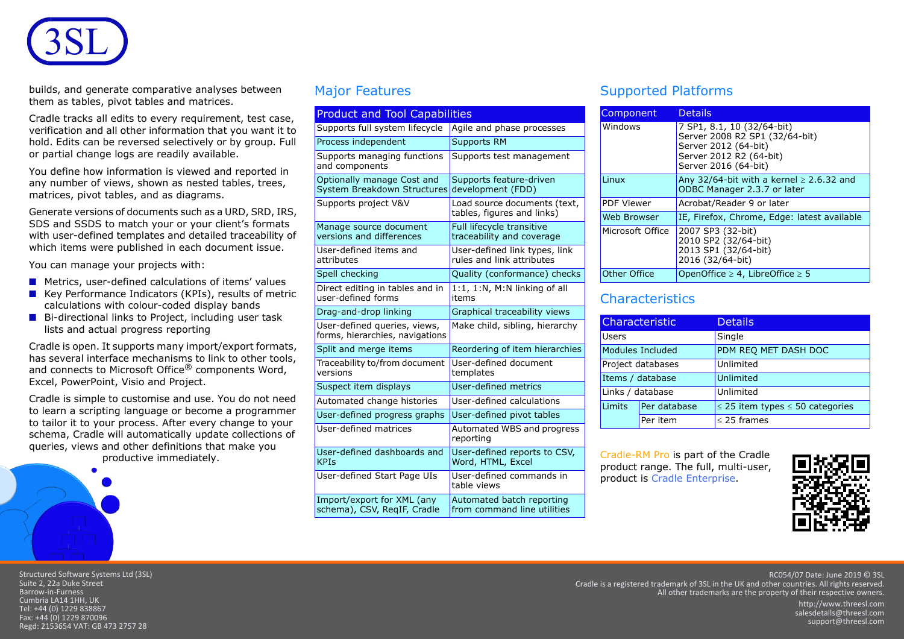builds, and generate comparative analyses between them as tables, pivot tables and matrices.

Cradle tracks all edits to every requirement, test case, verification and all other information that you want it to hold. Edits can be reversed selectively or by group. Full or partial change logs are readily available.

You define how information is viewed and reported in any number of views, shown as nested tables, trees, matrices, pivot tables, and as diagrams.

Generate versions of documents such as a URD, SRD, IRS, SDS and SSDS to match your or your client's formats with user-defined templates and detailed traceability of which items were published in each document issue.

You can manage your projects with:

- Metrics, user-defined calculations of items' values
- Key Performance Indicators (KPIs), results of metric calculations with colour-coded display bands
- Bi-directional links to Project, including user task lists and actual progress reporting

Cradle is open. It supports many import/export formats, has several interface mechanisms to link to other tools, and connects to Microsoft Office® components Word, Excel, PowerPoint, Visio and Project.

Cradle is simple to customise and use. You do not need to learn a scripting language or become a programmer to tailor it to your process. After every change to your schema, Cradle will automatically update collections of queries, views and other definitions that make you productive immediately.

## Major Features

| Product and Tool Capabilities | |
|---|---|
| Supports full system lifecycle | Agile and phase processes |
| Process independent | Supports RM |
| Supports managing functions and components | Supports test management |
| Optionally manage Cost and System Breakdown Structures | Supports feature-driven development (FDD) |
| Supports project V&V | Load source documents (text, tables, figures and links) |
| Manage source document versions and differences | Full lifecycle transitive traceability and coverage |
| User-defined items and attributes | User-defined link types, link rules and link attributes |
| Spell checking | Quality (conformance) checks |
| Direct editing in tables and in user-defined forms | 1:1, 1:N, M:N linking of all items |
| Drag-and-drop linking | Graphical traceability views |
| User-defined queries, views, forms, hierarchies, navigations | Make child, sibling, hierarchy |
| Split and merge items | Reordering of item hierarchies |
| Traceability to/from document versions | User-defined document templates |
| Suspect item displays | User-defined metrics |
| Automated change histories | User-defined calculations |
| User-defined progress graphs | User-defined pivot tables |
| User-defined matrices | Automated WBS and progress reporting |
| User-defined dashboards and KPIs | User-defined reports to CSV, Word, HTML, Excel |
| User-defined Start Page UIs | User-defined commands in table views |
| Import/export for XML (any schema), CSV, ReqIF, Cradle | Automated batch reporting from command line utilities |

## Supported Platforms

| Component | Details |
|---|---|
| Windows | 7 SP1, 8.1, 10 (32/64-bit)<br>Server 2008 R2 SP1 (32/64-bit)<br>Server 2012 (64-bit)<br>Server 2012 R2 (64-bit)<br>Server 2016 (64-bit) |
| Linux | Any 32/64-bit with a kernel ≥ 2.6.32 and ODBC Manager 2.3.7 or later |
| PDF Viewer | Acrobat/Reader 9 or later |
| Web Browser | IE, Firefox, Chrome, Edge: latest available |
| Microsoft Office | 2007 SP3 (32-bit)<br>2010 SP2 (32/64-bit)<br>2013 SP1 (32/64-bit)<br>2016 (32/64-bit) |
| Other Office | OpenOffice ≥ 4, LibreOffice ≥ 5 |

## Characteristics

| Characteristic | | Details |
|---|---|---|
| Users | | Single |
| Modules Included | | PDM REQ MET DASH DOC |
| Project databases | | Unlimited |
| Items / database | | Unlimited |
| Links / database | | Unlimited |
| Limits | Per database | ≤ 25 item types ≤ 50 categories |
| | Per item | ≤ 25 frames |

Cradle-RM Pro is part of the Cradle product range. The full, multi-user, product is Cradle Enterprise.

Structured Software Systems Ltd (3SL)
Suite 2, 22a Duke Street
Barrow-in-Furness
Cumbria LA14 1HH, UK
Tel: +44 (0) 1229 838867
Fax: +44 (0) 1229 870096
Regd: 2153654 VAT: GB 473 2757 28

RC054/07 Date: June 2019 © 3SL
Cradle is a registered trademark of 3SL in the UK and other countries. All rights reserved.
All other trademarks are the property of their respective owners.

http://www.threesl.com
salesdetails@threesl.com
support@threesl.com